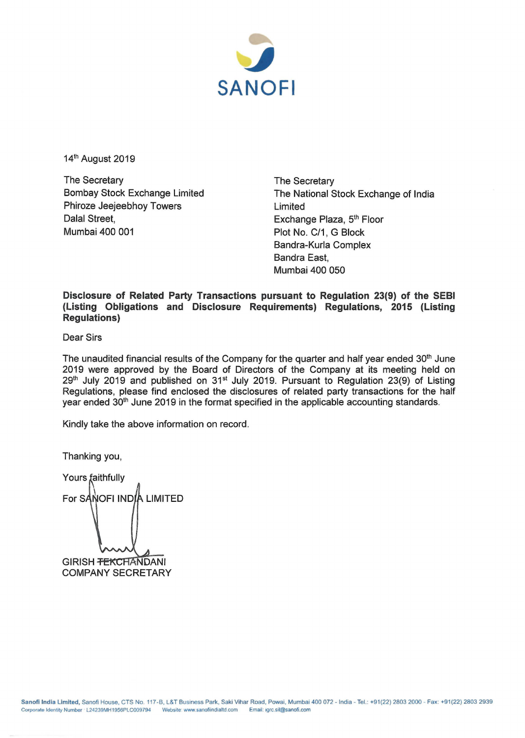SANOFI

14th August 2019

The Secretary
Bombay Stock Exchange Limited
Phiroze Jeejeebhoy Towers
Dalal Street,
Mumbai 400 001

The Secretary
The National Stock Exchange of India Limited
Exchange Plaza, 5th Floor
Plot No. C/1, G Block
Bandra-Kurla Complex
Bandra East,
Mumbai 400 050

**Disclosure of Related Party Transactions pursuant to Regulation 23(9) of the SEBI (Listing Obligations and Disclosure Requirements) Regulations, 2015 (Listing Regulations)**

Dear Sirs

The unaudited financial results of the Company for the quarter and half year ended 30th June 2019 were approved by the Board of Directors of the Company at its meeting held on 29th July 2019 and published on 31st July 2019. Pursuant to Regulation 23(9) of Listing Regulations, please find enclosed the disclosures of related party transactions for the half year ended 30th June 2019 in the format specified in the applicable accounting standards.

Kindly take the above information on record.

Thanking you,

Yours faithfully

For SANOFI INDIA LIMITED

GIRISH TEKCHANDANI
COMPANY SECRETARY

**Sanofi India Limited**, Sanofi House, CTS No. 117-B, L&T Business Park, Saki Vihar Road, Powai, Mumbai 400 072 - India - Tel.: +91(22) 2803 2000 - Fax: +91(22) 2803 2939
Corporate Identity Number : L24239MH1956PLC009794 Website: www.sanofiindialtd.com Email: igrc.sil@sanofi.com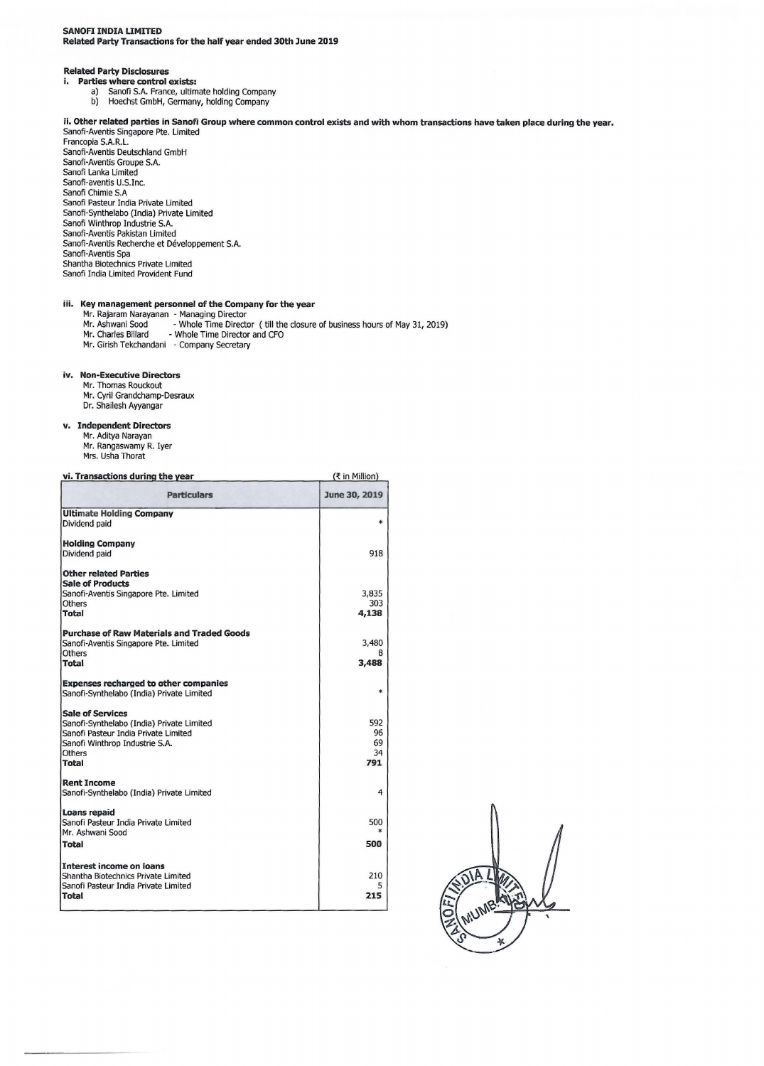**SANOFI INDIA LIMITED**
**Related Party Transactions for the half year ended 30th June 2019**

**Related Party Disclosures**

**i. Parties where control exists:**

a) Sanofi S.A. France, ultimate holding Company
b) Hoechst GmbH, Germany, holding Company

**ii. Other related parties in Sanofi Group where common control exists and with whom transactions have taken place during the year.**

Sanofi-Aventis Singapore Pte. Limited
Francopia S.A.R.L.
Sanofi-Aventis Deutschland GmbH
Sanofi-Aventis Groupe S.A.
Sanofi Lanka Limited
Sanofi-aventis U.S.Inc.
Sanofi Chimie S.A
Sanofi Pasteur India Private Limited
Sanofi-Synthelabo (India) Private Limited
Sanofi Winthrop Industrie S.A.
Sanofi-Aventis Pakistan Limited
Sanofi-Aventis Recherche et Développement S.A.
Sanofi-Aventis Spa
Shantha Biotechnics Private Limited
Sanofi India Limited Provident Fund

**iii. Key management personnel of the Company for the year**

Mr. Rajaram Narayanan - Managing Director
Mr. Ashwani Sood - Whole Time Director ( till the closure of business hours of May 31, 2019)
Mr. Charles Billard - Whole Time Director and CFO
Mr. Girish Tekchandani - Company Secretary

**iv. Non-Executive Directors**

Mr. Thomas Rouckout
Mr. Cyril Grandchamp-Desraux
Dr. Shailesh Ayyangar

**v. Independent Directors**

Mr. Aditya Narayan
Mr. Rangaswamy R. Iyer
Mrs. Usha Thorat

**vi. Transactions during the year** (₹ in Million)

| Particulars | June 30, 2019 |
|---|---|
| **Ultimate Holding Company** | |
| Dividend paid | * |
| **Holding Company** | |
| Dividend paid | 918 |
| **Other related Parties** | |
| **Sale of Products** | |
| Sanofi-Aventis Singapore Pte. Limited | 3,835 |
| Others | 303 |
| **Total** | **4,138** |
| **Purchase of Raw Materials and Traded Goods** | |
| Sanofi-Aventis Singapore Pte. Limited | 3,480 |
| Others | 8 |
| **Total** | **3,488** |
| **Expenses recharged to other companies** | |
| Sanofi-Synthelabo (India) Private Limited | * |
| **Sale of Services** | |
| Sanofi-Synthelabo (India) Private Limited | 592 |
| Sanofi Pasteur India Private Limited | 96 |
| Sanofi Winthrop Industrie S.A. | 69 |
| Others | 34 |
| **Total** | **791** |
| **Rent Income** | |
| Sanofi-Synthelabo (India) Private Limited | 4 |
| **Loans repaid** | |
| Sanofi Pasteur India Private Limited | 500 |
| Mr. Ashwani Sood | * |
| **Total** | **500** |
| **Interest income on loans** | |
| Shantha Biotechnics Private Limited | 210 |
| Sanofi Pasteur India Private Limited | 5 |
| **Total** | **215** |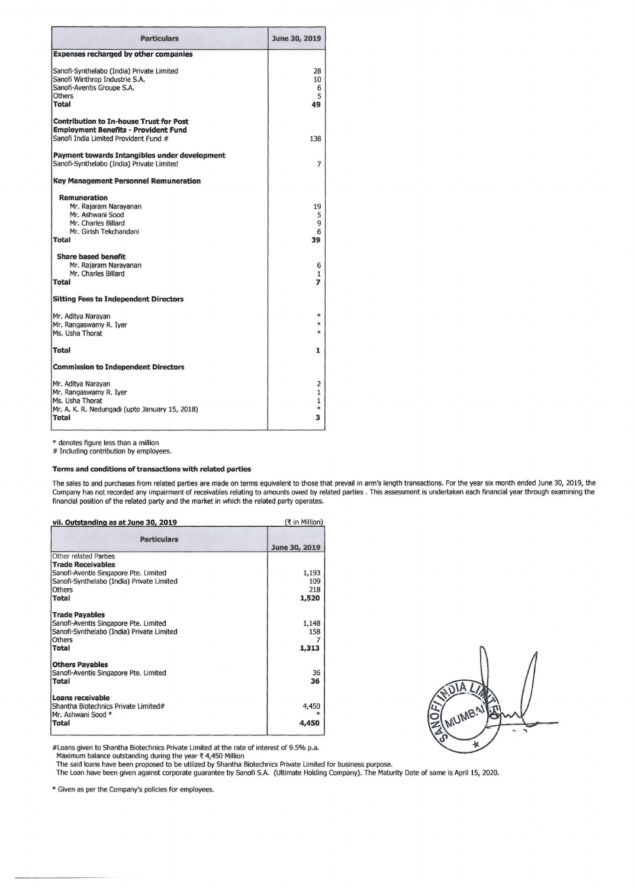| Particulars | June 30, 2019 |
|---|---|
| **Expenses recharged by other companies** | |
| Sanofi-Synthelabo (India) Private Limited | 28 |
| Sanofi Winthrop Industrie S.A. | 10 |
| Sanofi-Aventis Groupe S.A. | 6 |
| Others | 5 |
| **Total** | **49** |
| **Contribution to In-house Trust for Post Employment Benefits - Provident Fund** | |
| Sanofi India Limited Provident Fund # | 138 |
| **Payment towards Intangibles under development** | |
| Sanofi-Synthelabo (India) Private Limited | 7 |
| **Key Management Personnel Remuneration** | |
| **Remuneration** | |
| Mr. Rajaram Narayanan | 19 |
| Mr. Ashwani Sood | 5 |
| Mr. Charles Billard | 9 |
| Mr. Girish Tekchandani | 6 |
| **Total** | **39** |
| **Share based benefit** | |
| Mr. Rajaram Narayanan | 6 |
| Mr. Charles Billard | 1 |
| **Total** | **7** |
| **Sitting Fees to Independent Directors** | |
| Mr. Aditya Narayan | * |
| Mr. Rangaswamy R. Iyer | * |
| Ms. Usha Thorat | * |
| **Total** | **1** |
| **Commission to Independent Directors** | |
| Mr. Aditya Narayan | 2 |
| Mr. Rangaswamy R. Iyer | 1 |
| Ms. Usha Thorat | 1 |
| Mr. A. K. R. Nedungadi (upto January 15, 2018) | * |
| **Total** | **3** |

* denotes figure less than a million

# Including contribution by employees.

**Terms and conditions of transactions with related parties**

The sales to and purchases from related parties are made on terms equivalent to those that prevail in arm's length transactions. For the year six month ended June 30, 2019, the Company has not recorded any impairment of receivables relating to amounts owed by related parties . This assessment is undertaken each financial year through examining the financial position of the related party and the market in which the related party operates.

**vii. Outstanding as at June 30, 2019** (₹ in Million)

| Particulars | June 30, 2019 |
|---|---|
| Other related Parties | |
| **Trade Receivables** | |
| Sanofi-Aventis Singapore Pte. Limited | 1,193 |
| Sanofi-Synthelabo (India) Private Limited | 109 |
| Others | 218 |
| **Total** | **1,520** |
| **Trade Payables** | |
| Sanofi-Aventis Singapore Pte. Limited | 1,148 |
| Sanofi-Synthelabo (India) Private Limited | 158 |
| Others | 7 |
| **Total** | **1,313** |
| **Others Payables** | |
| Sanofi-Aventis Singapore Pte. Limited | 36 |
| **Total** | **36** |
| **Loans receivable** | |
| Shantha Biotechnics Private Limited# | 4,450 |
| Mr. Ashwani Sood * | * |
| **Total** | **4,450** |

#Loans given to Shantha Biotechnics Private Limited at the rate of interest of 9.5% p.a.
Maximum balance outstanding during the year ₹ 4,450 Million
The said loans have been proposed to be utilized by Shantha Biotechnics Private Limited for business purpose.
The Loan have been given against corporate guarantee by Sanofi S.A. (Ultimate Holding Company). The Maturity Date of same is April 15, 2020.

* Given as per the Company's policies for employees.